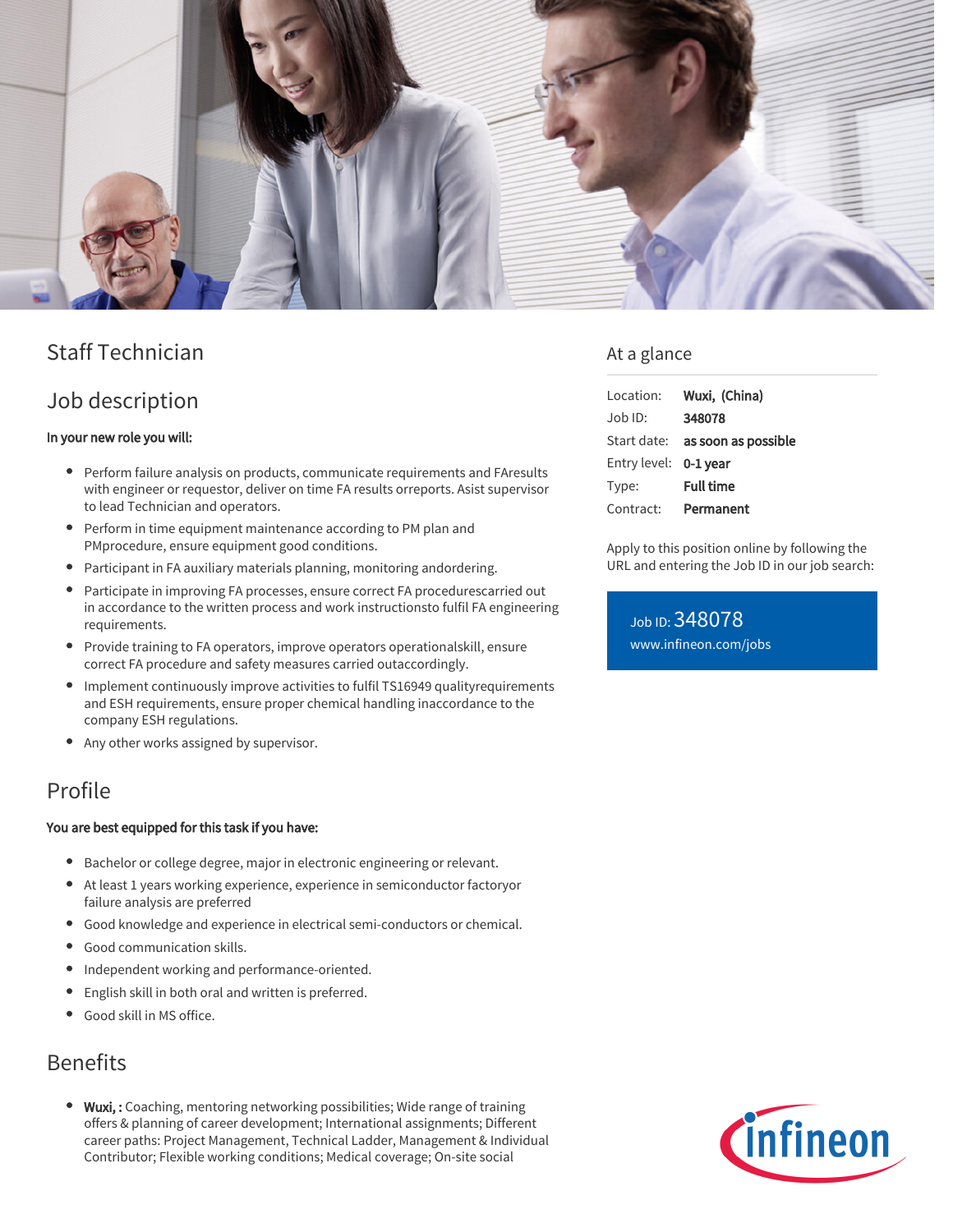# Staff Technician

## Job description

**In your new role you will:**

- Perform failure analysis on products, communicate requirements and FAresults with engineer or requestor, deliver on time FA results orreports. Asist supervisor to lead Technician and operators.
- Perform in time equipment maintenance according to PM plan and PMprocedure, ensure equipment good conditions.
- Participant in FA auxiliary materials planning, monitoring andordering.
- Participate in improving FA processes, ensure correct FA procedurescarried out in accordance to the written process and work instructionsto fulfil FA engineering requirements.
- Provide training to FA operators, improve operators operationalskill, ensure correct FA procedure and safety measures carried outaccordingly.
- Implement continuously improve activities to fulfil TS16949 qualityrequirements and ESH requirements, ensure proper chemical handling inaccordance to the company ESH regulations.
- Any other works assigned by supervisor.

## Profile

**You are best equipped for this task if you have:**

- Bachelor or college degree, major in electronic engineering or relevant.
- At least 1 years working experience, experience in semiconductor factoryor failure analysis are preferred
- Good knowledge and experience in electrical semi-conductors or chemical.
- Good communication skills.
- Independent working and performance-oriented.
- English skill in both oral and written is preferred.
- Good skill in MS office.

## Benefits

- **Wuxi, :** Coaching, mentoring networking possibilities; Wide range of training offers & planning of career development; International assignments; Different career paths: Project Management, Technical Ladder, Management & Individual Contributor; Flexible working conditions; Medical coverage; On-site social

## At a glance

| | |
|---|---|
| Location: | **Wuxi, (China)** |
| Job ID: | **348078** |
| Start date: | **as soon as possible** |
| Entry level: | **0-1 year** |
| Type: | **Full time** |
| Contract: | **Permanent** |

Apply to this position online by following the URL and entering the Job ID in our job search:

Job ID: 348078
www.infineon.com/jobs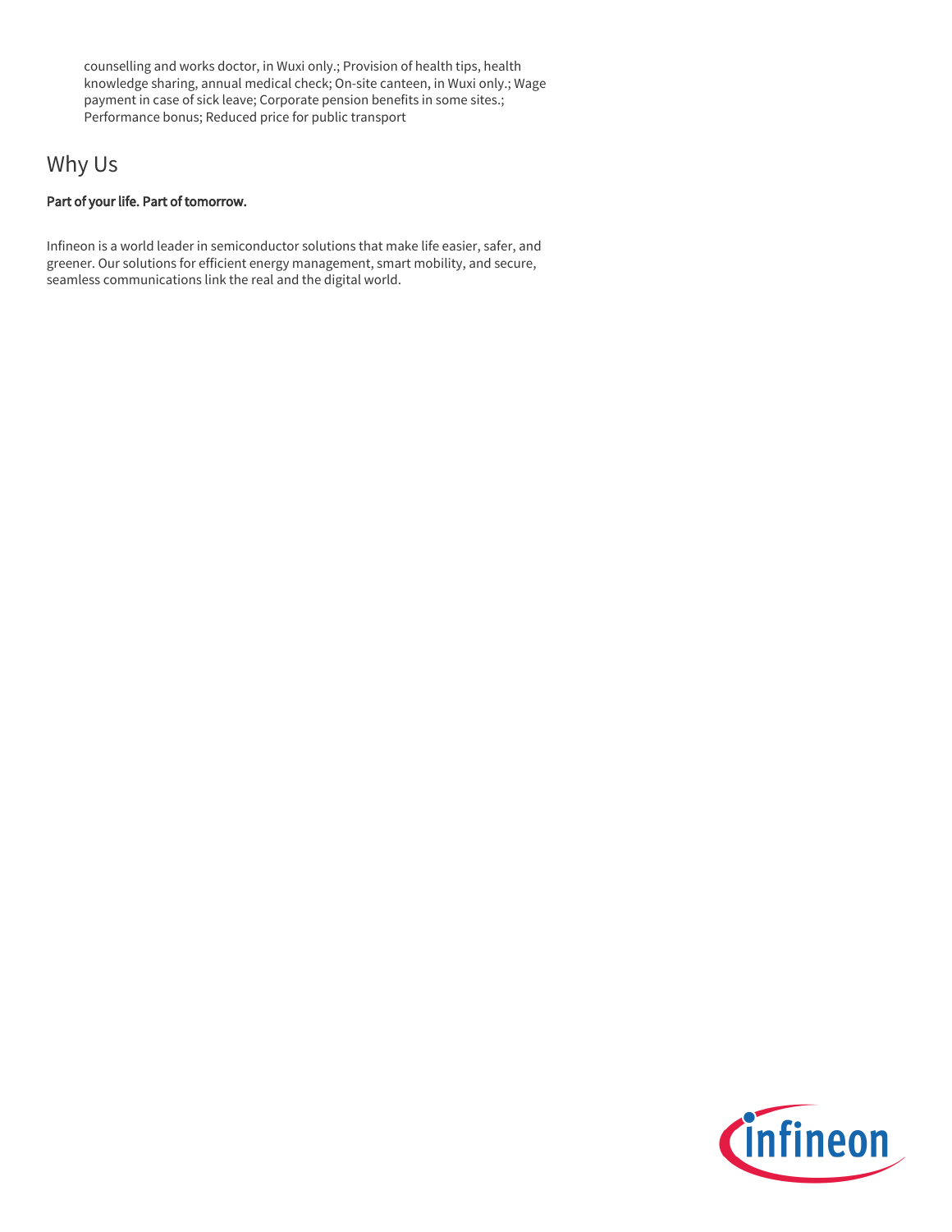counselling and works doctor, in Wuxi only.; Provision of health tips, health knowledge sharing, annual medical check; On-site canteen, in Wuxi only.; Wage payment in case of sick leave; Corporate pension benefits in some sites.; Performance bonus; Reduced price for public transport

## Why Us

**Part of your life. Part of tomorrow.**

Infineon is a world leader in semiconductor solutions that make life easier, safer, and greener. Our solutions for efficient energy management, smart mobility, and secure, seamless communications link the real and the digital world.